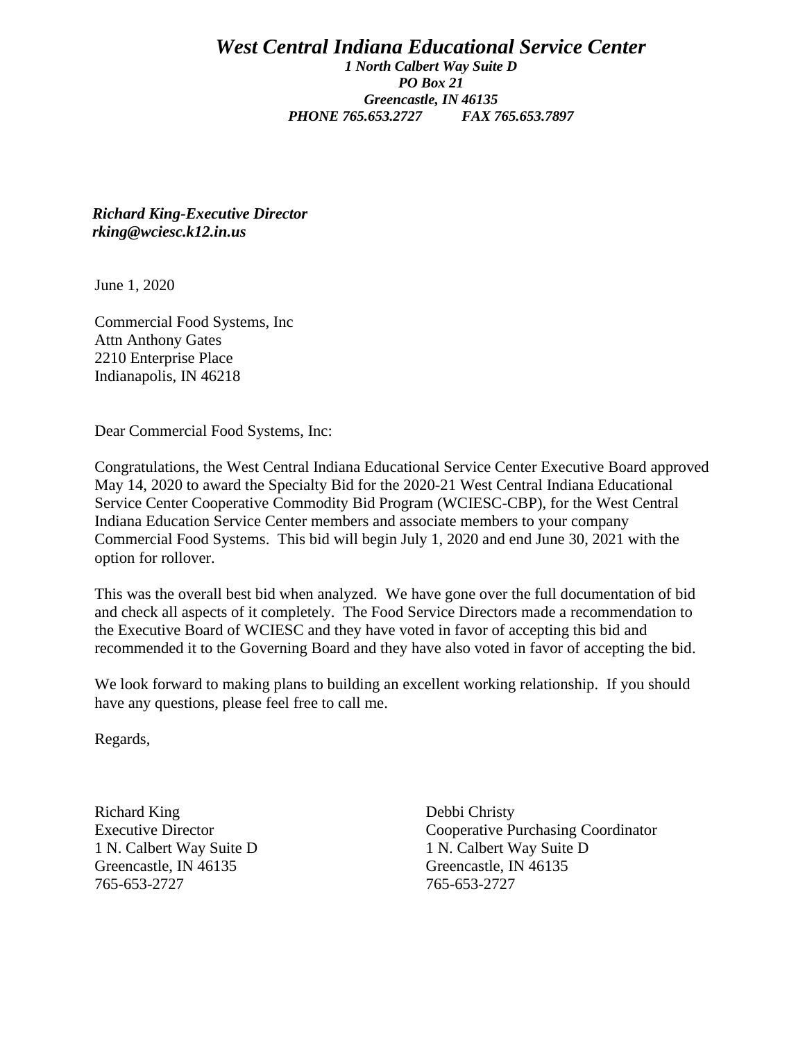# *West Central Indiana Educational Service Center*

***1 North Calbert Way Suite D***
***PO Box 21***
***Greencastle, IN 46135***
***PHONE 765.653.2727 FAX 765.653.7897***

***Richard King-Executive Director***
***rking@wciesc.k12.in.us***

June 1, 2020

Commercial Food Systems, Inc
Attn Anthony Gates
2210 Enterprise Place
Indianapolis, IN 46218

Dear Commercial Food Systems, Inc:

Congratulations, the West Central Indiana Educational Service Center Executive Board approved May 14, 2020 to award the Specialty Bid for the 2020-21 West Central Indiana Educational Service Center Cooperative Commodity Bid Program (WCIESC-CBP), for the West Central Indiana Education Service Center members and associate members to your company Commercial Food Systems. This bid will begin July 1, 2020 and end June 30, 2021 with the option for rollover.

This was the overall best bid when analyzed. We have gone over the full documentation of bid and check all aspects of it completely. The Food Service Directors made a recommendation to the Executive Board of WCIESC and they have voted in favor of accepting this bid and recommended it to the Governing Board and they have also voted in favor of accepting the bid.

We look forward to making plans to building an excellent working relationship. If you should have any questions, please feel free to call me.

Regards,

Richard King
Executive Director
1 N. Calbert Way Suite D
Greencastle, IN 46135
765-653-2727

Debbi Christy
Cooperative Purchasing Coordinator
1 N. Calbert Way Suite D
Greencastle, IN 46135
765-653-2727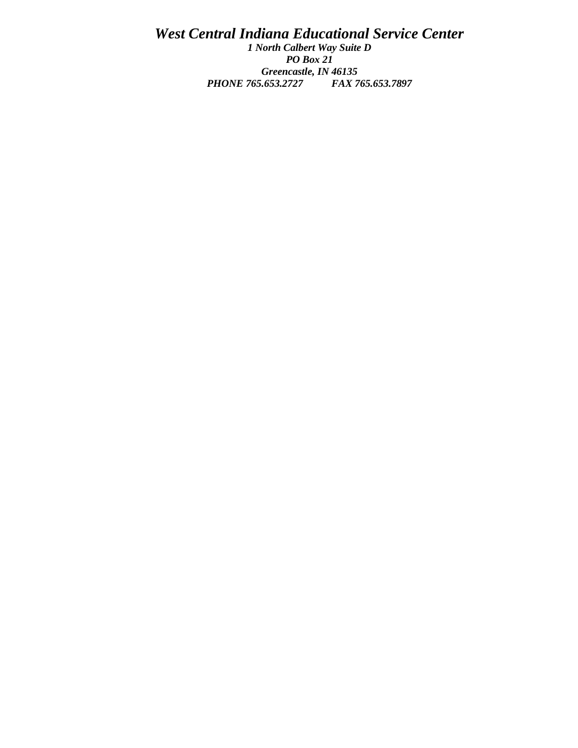***West Central Indiana Educational Service Center***

***1 North Calbert Way Suite D***

***PO Box 21***

***Greencastle, IN 46135***

***PHONE 765.653.2727 FAX 765.653.7897***